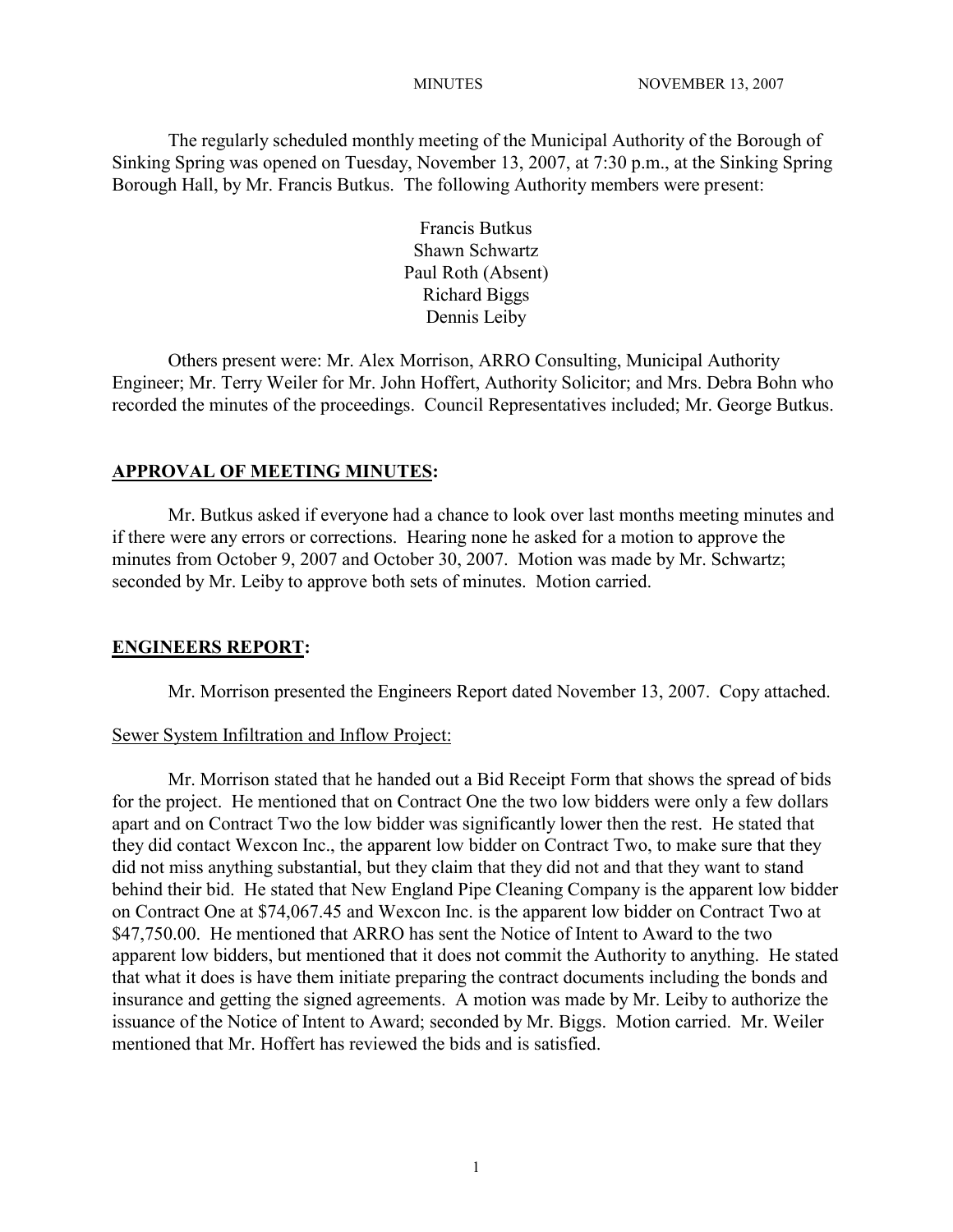MINUTES NOVEMBER 13, 2007

The regularly scheduled monthly meeting of the Municipal Authority of the Borough of Sinking Spring was opened on Tuesday, November 13, 2007, at 7:30 p.m., at the Sinking Spring Borough Hall, by Mr. Francis Butkus. The following Authority members were present:

Francis Butkus
Shawn Schwartz
Paul Roth (Absent)
Richard Biggs
Dennis Leiby

Others present were: Mr. Alex Morrison, ARRO Consulting, Municipal Authority Engineer; Mr. Terry Weiler for Mr. John Hoffert, Authority Solicitor; and Mrs. Debra Bohn who recorded the minutes of the proceedings. Council Representatives included; Mr. George Butkus.

## APPROVAL OF MEETING MINUTES:

Mr. Butkus asked if everyone had a chance to look over last months meeting minutes and if there were any errors or corrections. Hearing none he asked for a motion to approve the minutes from October 9, 2007 and October 30, 2007. Motion was made by Mr. Schwartz; seconded by Mr. Leiby to approve both sets of minutes. Motion carried.

## ENGINEERS REPORT:

Mr. Morrison presented the Engineers Report dated November 13, 2007. Copy attached.

Sewer System Infiltration and Inflow Project:

Mr. Morrison stated that he handed out a Bid Receipt Form that shows the spread of bids for the project. He mentioned that on Contract One the two low bidders were only a few dollars apart and on Contract Two the low bidder was significantly lower then the rest. He stated that they did contact Wexcon Inc., the apparent low bidder on Contract Two, to make sure that they did not miss anything substantial, but they claim that they did not and that they want to stand behind their bid. He stated that New England Pipe Cleaning Company is the apparent low bidder on Contract One at $74,067.45 and Wexcon Inc. is the apparent low bidder on Contract Two at $47,750.00. He mentioned that ARRO has sent the Notice of Intent to Award to the two apparent low bidders, but mentioned that it does not commit the Authority to anything. He stated that what it does is have them initiate preparing the contract documents including the bonds and insurance and getting the signed agreements. A motion was made by Mr. Leiby to authorize the issuance of the Notice of Intent to Award; seconded by Mr. Biggs. Motion carried. Mr. Weiler mentioned that Mr. Hoffert has reviewed the bids and is satisfied.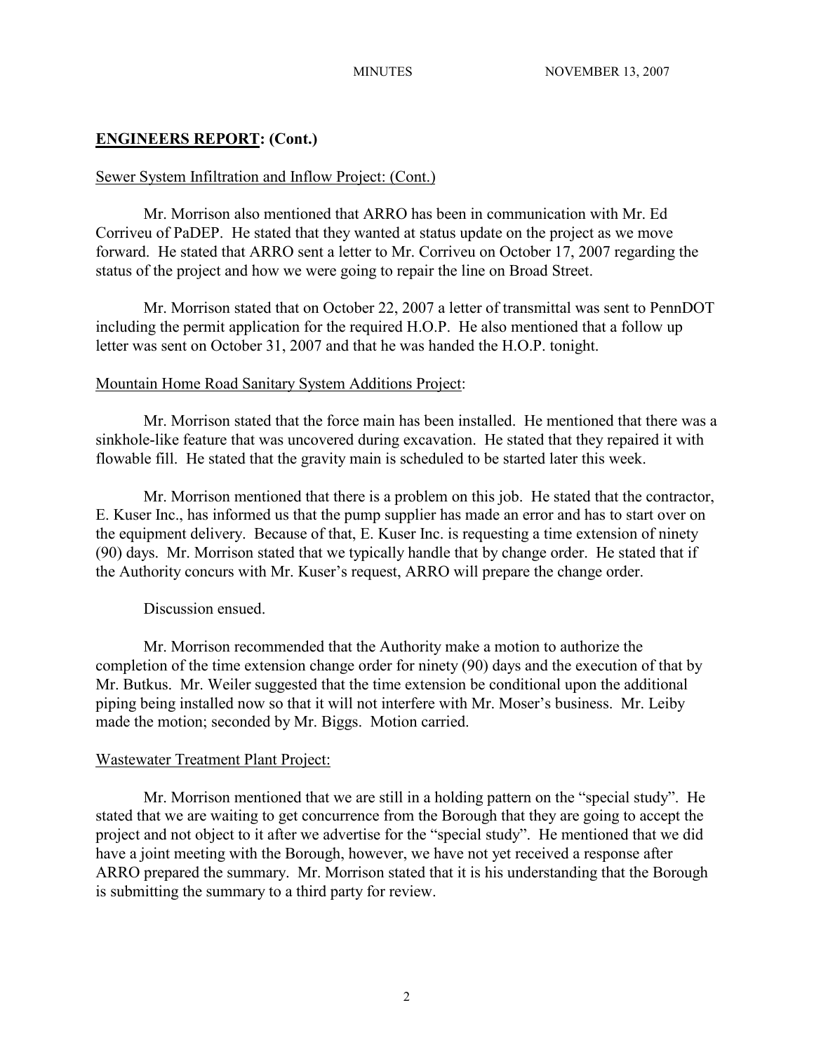## **ENGINEERS REPORT: (Cont.)**

Sewer System Infiltration and Inflow Project: (Cont.)

Mr. Morrison also mentioned that ARRO has been in communication with Mr. Ed Corriveu of PaDEP. He stated that they wanted at status update on the project as we move forward. He stated that ARRO sent a letter to Mr. Corriveu on October 17, 2007 regarding the status of the project and how we were going to repair the line on Broad Street.

Mr. Morrison stated that on October 22, 2007 a letter of transmittal was sent to PennDOT including the permit application for the required H.O.P. He also mentioned that a follow up letter was sent on October 31, 2007 and that he was handed the H.O.P. tonight.

Mountain Home Road Sanitary System Additions Project:

Mr. Morrison stated that the force main has been installed. He mentioned that there was a sinkhole-like feature that was uncovered during excavation. He stated that they repaired it with flowable fill. He stated that the gravity main is scheduled to be started later this week.

Mr. Morrison mentioned that there is a problem on this job. He stated that the contractor, E. Kuser Inc., has informed us that the pump supplier has made an error and has to start over on the equipment delivery. Because of that, E. Kuser Inc. is requesting a time extension of ninety (90) days. Mr. Morrison stated that we typically handle that by change order. He stated that if the Authority concurs with Mr. Kuser's request, ARRO will prepare the change order.

Discussion ensued.

Mr. Morrison recommended that the Authority make a motion to authorize the completion of the time extension change order for ninety (90) days and the execution of that by Mr. Butkus. Mr. Weiler suggested that the time extension be conditional upon the additional piping being installed now so that it will not interfere with Mr. Moser's business. Mr. Leiby made the motion; seconded by Mr. Biggs. Motion carried.

Wastewater Treatment Plant Project:

Mr. Morrison mentioned that we are still in a holding pattern on the "special study". He stated that we are waiting to get concurrence from the Borough that they are going to accept the project and not object to it after we advertise for the "special study". He mentioned that we did have a joint meeting with the Borough, however, we have not yet received a response after ARRO prepared the summary. Mr. Morrison stated that it is his understanding that the Borough is submitting the summary to a third party for review.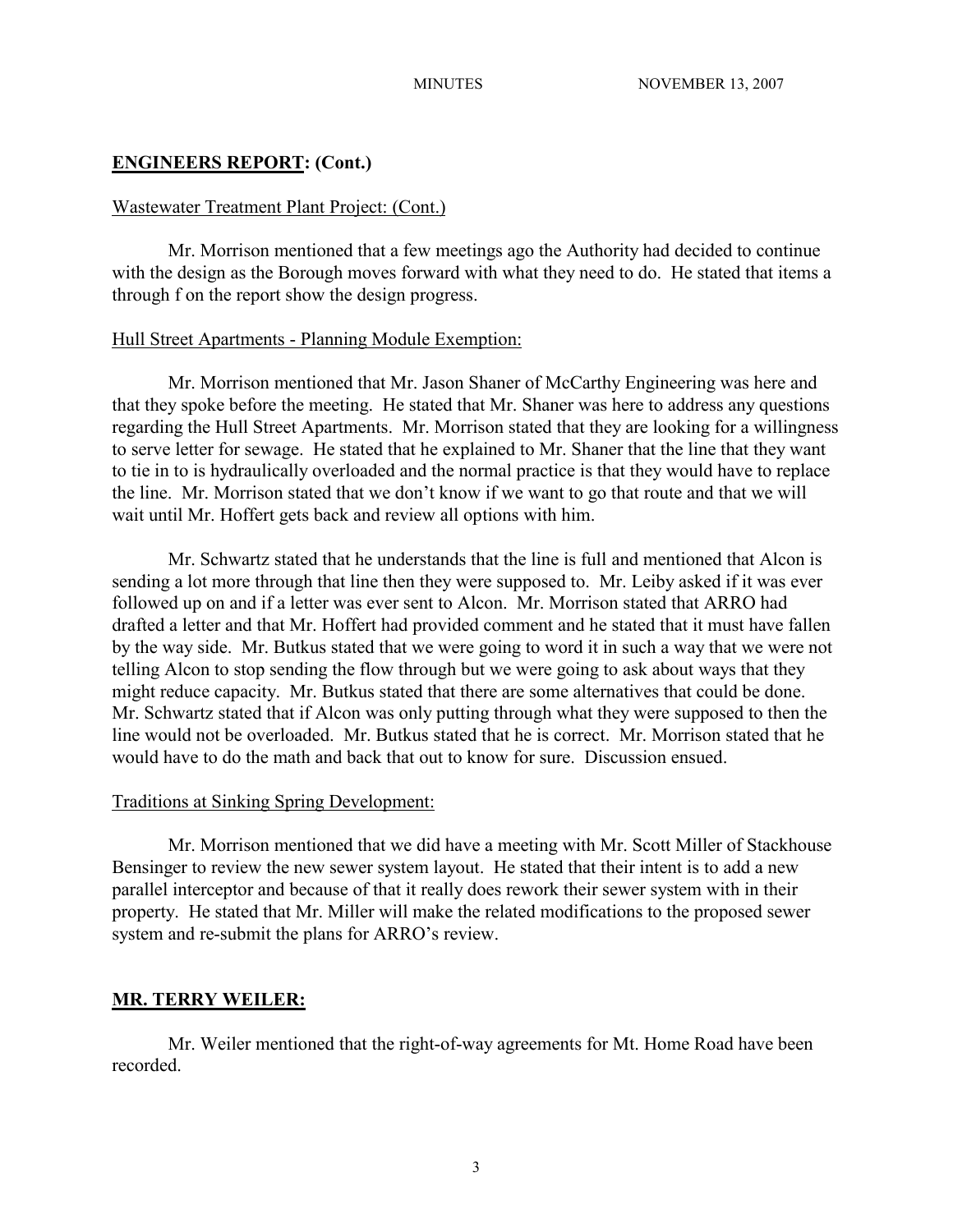## **ENGINEERS REPORT: (Cont.)**

Wastewater Treatment Plant Project: (Cont.)

Mr. Morrison mentioned that a few meetings ago the Authority had decided to continue with the design as the Borough moves forward with what they need to do. He stated that items a through f on the report show the design progress.

Hull Street Apartments - Planning Module Exemption:

Mr. Morrison mentioned that Mr. Jason Shaner of McCarthy Engineering was here and that they spoke before the meeting. He stated that Mr. Shaner was here to address any questions regarding the Hull Street Apartments. Mr. Morrison stated that they are looking for a willingness to serve letter for sewage. He stated that he explained to Mr. Shaner that the line that they want to tie in to is hydraulically overloaded and the normal practice is that they would have to replace the line. Mr. Morrison stated that we don't know if we want to go that route and that we will wait until Mr. Hoffert gets back and review all options with him.

Mr. Schwartz stated that he understands that the line is full and mentioned that Alcon is sending a lot more through that line then they were supposed to. Mr. Leiby asked if it was ever followed up on and if a letter was ever sent to Alcon. Mr. Morrison stated that ARRO had drafted a letter and that Mr. Hoffert had provided comment and he stated that it must have fallen by the way side. Mr. Butkus stated that we were going to word it in such a way that we were not telling Alcon to stop sending the flow through but we were going to ask about ways that they might reduce capacity. Mr. Butkus stated that there are some alternatives that could be done. Mr. Schwartz stated that if Alcon was only putting through what they were supposed to then the line would not be overloaded. Mr. Butkus stated that he is correct. Mr. Morrison stated that he would have to do the math and back that out to know for sure. Discussion ensued.

Traditions at Sinking Spring Development:

Mr. Morrison mentioned that we did have a meeting with Mr. Scott Miller of Stackhouse Bensinger to review the new sewer system layout. He stated that their intent is to add a new parallel interceptor and because of that it really does rework their sewer system with in their property. He stated that Mr. Miller will make the related modifications to the proposed sewer system and re-submit the plans for ARRO's review.

## **MR. TERRY WEILER:**

Mr. Weiler mentioned that the right-of-way agreements for Mt. Home Road have been recorded.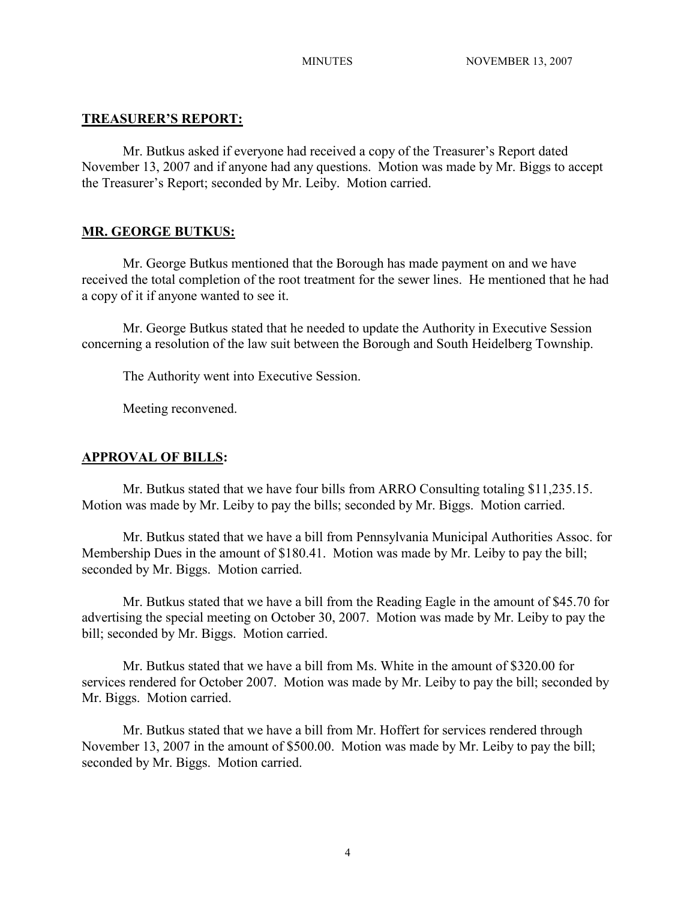## TREASURER'S REPORT:

Mr. Butkus asked if everyone had received a copy of the Treasurer's Report dated November 13, 2007 and if anyone had any questions. Motion was made by Mr. Biggs to accept the Treasurer's Report; seconded by Mr. Leiby. Motion carried.

## MR. GEORGE BUTKUS:

Mr. George Butkus mentioned that the Borough has made payment on and we have received the total completion of the root treatment for the sewer lines. He mentioned that he had a copy of it if anyone wanted to see it.

Mr. George Butkus stated that he needed to update the Authority in Executive Session concerning a resolution of the law suit between the Borough and South Heidelberg Township.

The Authority went into Executive Session.

Meeting reconvened.

## APPROVAL OF BILLS:

Mr. Butkus stated that we have four bills from ARRO Consulting totaling $11,235.15. Motion was made by Mr. Leiby to pay the bills; seconded by Mr. Biggs. Motion carried.

Mr. Butkus stated that we have a bill from Pennsylvania Municipal Authorities Assoc. for Membership Dues in the amount of $180.41. Motion was made by Mr. Leiby to pay the bill; seconded by Mr. Biggs. Motion carried.

Mr. Butkus stated that we have a bill from the Reading Eagle in the amount of $45.70 for advertising the special meeting on October 30, 2007. Motion was made by Mr. Leiby to pay the bill; seconded by Mr. Biggs. Motion carried.

Mr. Butkus stated that we have a bill from Ms. White in the amount of $320.00 for services rendered for October 2007. Motion was made by Mr. Leiby to pay the bill; seconded by Mr. Biggs. Motion carried.

Mr. Butkus stated that we have a bill from Mr. Hoffert for services rendered through November 13, 2007 in the amount of $500.00. Motion was made by Mr. Leiby to pay the bill; seconded by Mr. Biggs. Motion carried.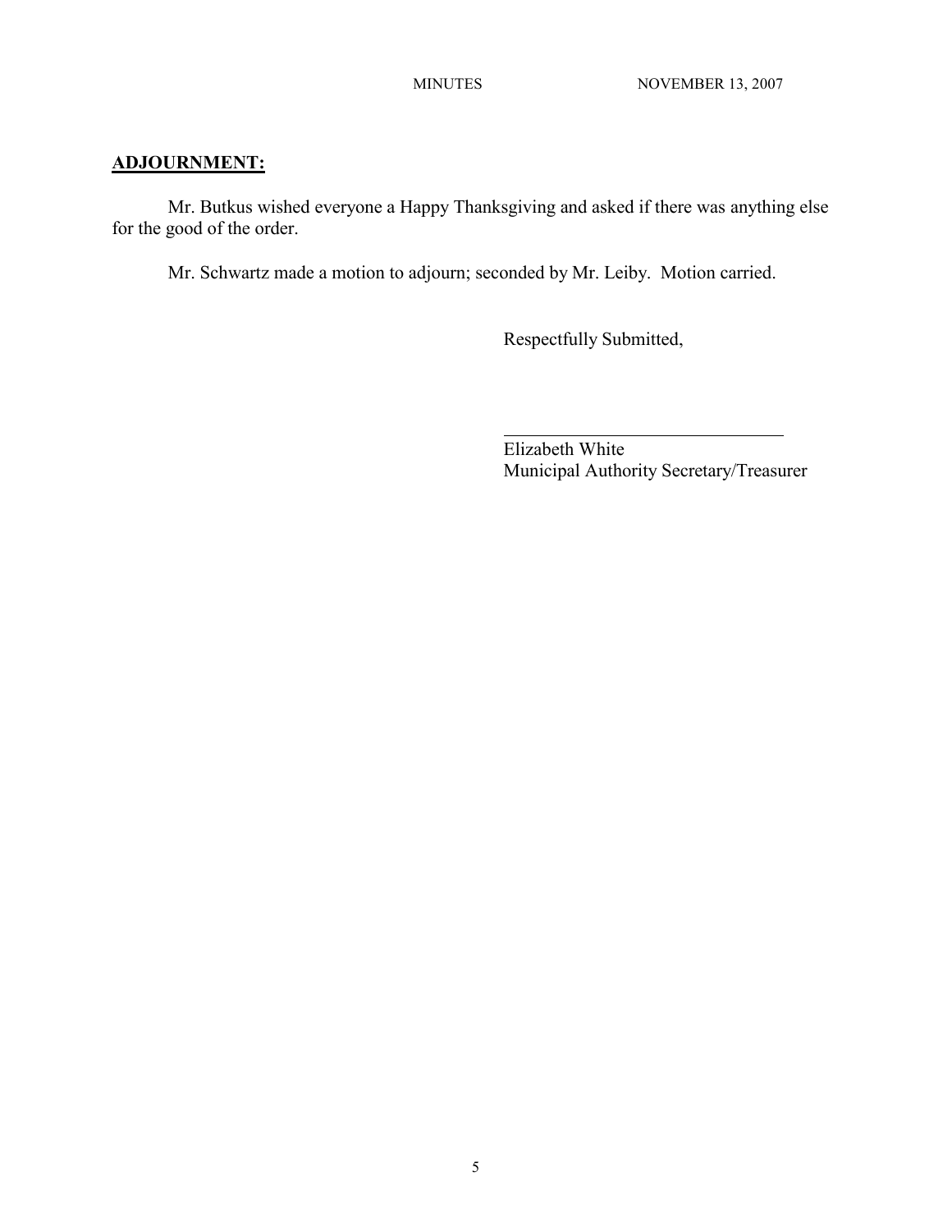**ADJOURNMENT:**

Mr. Butkus wished everyone a Happy Thanksgiving and asked if there was anything else for the good of the order.

Mr. Schwartz made a motion to adjourn; seconded by Mr. Leiby. Motion carried.

Respectfully Submitted,

Elizabeth White
Municipal Authority Secretary/Treasurer